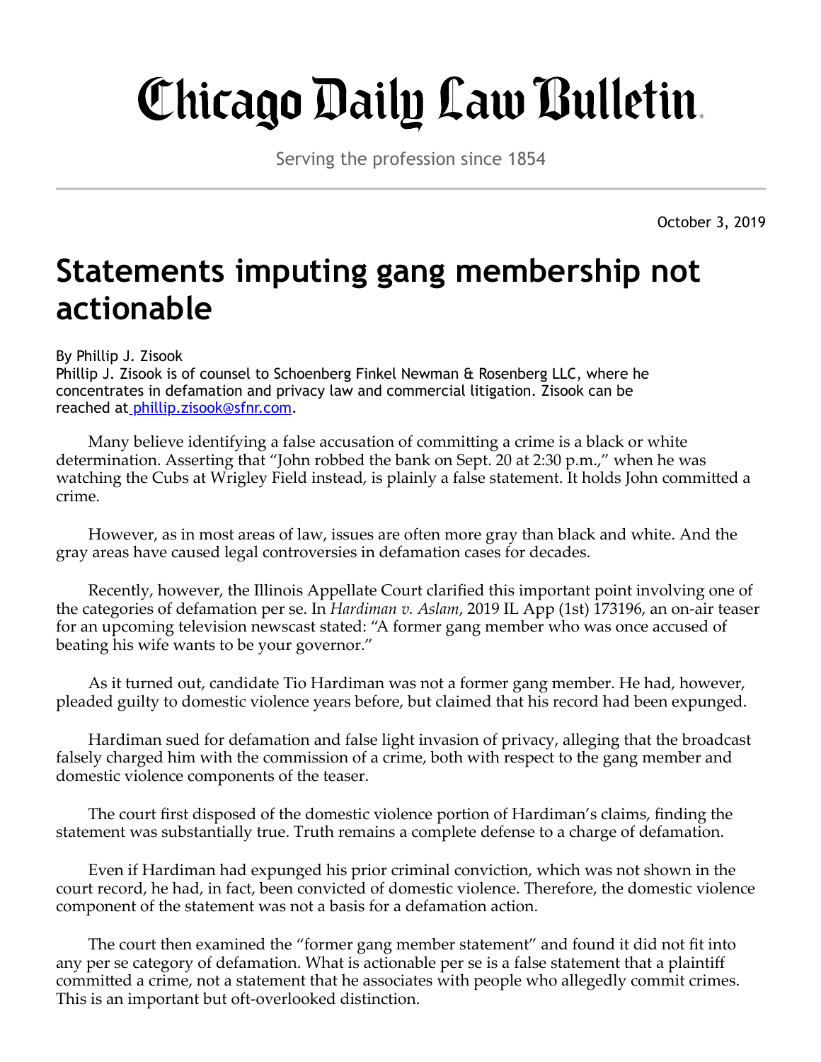# Chicago Daily Law Bulletin

Serving the profession since 1854

October 3, 2019

## Statements imputing gang membership not actionable

By Phillip J. Zisook

Phillip J. Zisook is of counsel to Schoenberg Finkel Newman & Rosenberg LLC, where he concentrates in defamation and privacy law and commercial litigation. Zisook can be reached at phillip.zisook@sfnr.com.

Many believe identifying a false accusation of committing a crime is a black or white determination. Asserting that "John robbed the bank on Sept. 20 at 2:30 p.m.," when he was watching the Cubs at Wrigley Field instead, is plainly a false statement. It holds John committed a crime.

However, as in most areas of law, issues are often more gray than black and white. And the gray areas have caused legal controversies in defamation cases for decades.

Recently, however, the Illinois Appellate Court clarified this important point involving one of the categories of defamation per se. In *Hardiman v. Aslam*, 2019 IL App (1st) 173196, an on-air teaser for an upcoming television newscast stated: "A former gang member who was once accused of beating his wife wants to be your governor."

As it turned out, candidate Tio Hardiman was not a former gang member. He had, however, pleaded guilty to domestic violence years before, but claimed that his record had been expunged.

Hardiman sued for defamation and false light invasion of privacy, alleging that the broadcast falsely charged him with the commission of a crime, both with respect to the gang member and domestic violence components of the teaser.

The court first disposed of the domestic violence portion of Hardiman's claims, finding the statement was substantially true. Truth remains a complete defense to a charge of defamation.

Even if Hardiman had expunged his prior criminal conviction, which was not shown in the court record, he had, in fact, been convicted of domestic violence. Therefore, the domestic violence component of the statement was not a basis for a defamation action.

The court then examined the "former gang member statement" and found it did not fit into any per se category of defamation. What is actionable per se is a false statement that a plaintiff committed a crime, not a statement that he associates with people who allegedly commit crimes. This is an important but oft-overlooked distinction.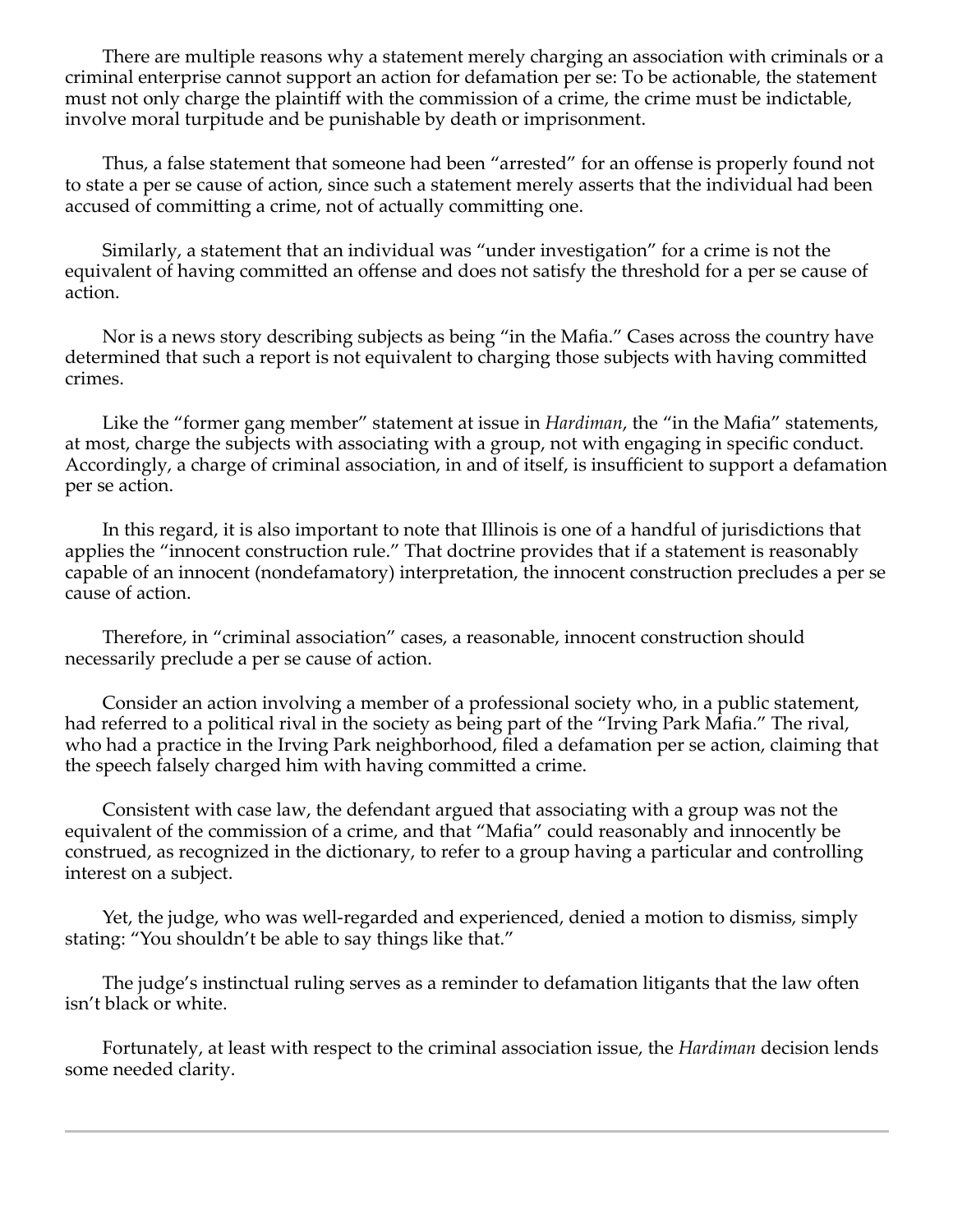There are multiple reasons why a statement merely charging an association with criminals or a criminal enterprise cannot support an action for defamation per se: To be actionable, the statement must not only charge the plaintiff with the commission of a crime, the crime must be indictable, involve moral turpitude and be punishable by death or imprisonment.

Thus, a false statement that someone had been "arrested" for an offense is properly found not to state a per se cause of action, since such a statement merely asserts that the individual had been accused of committing a crime, not of actually committing one.

Similarly, a statement that an individual was "under investigation" for a crime is not the equivalent of having committed an offense and does not satisfy the threshold for a per se cause of action.

Nor is a news story describing subjects as being "in the Mafia." Cases across the country have determined that such a report is not equivalent to charging those subjects with having committed crimes.

Like the "former gang member" statement at issue in *Hardiman*, the "in the Mafia" statements, at most, charge the subjects with associating with a group, not with engaging in specific conduct. Accordingly, a charge of criminal association, in and of itself, is insufficient to support a defamation per se action.

In this regard, it is also important to note that Illinois is one of a handful of jurisdictions that applies the "innocent construction rule." That doctrine provides that if a statement is reasonably capable of an innocent (nondefamatory) interpretation, the innocent construction precludes a per se cause of action.

Therefore, in "criminal association" cases, a reasonable, innocent construction should necessarily preclude a per se cause of action.

Consider an action involving a member of a professional society who, in a public statement, had referred to a political rival in the society as being part of the "Irving Park Mafia." The rival, who had a practice in the Irving Park neighborhood, filed a defamation per se action, claiming that the speech falsely charged him with having committed a crime.

Consistent with case law, the defendant argued that associating with a group was not the equivalent of the commission of a crime, and that "Mafia" could reasonably and innocently be construed, as recognized in the dictionary, to refer to a group having a particular and controlling interest on a subject.

Yet, the judge, who was well-regarded and experienced, denied a motion to dismiss, simply stating: "You shouldn't be able to say things like that."

The judge's instinctual ruling serves as a reminder to defamation litigants that the law often isn't black or white.

Fortunately, at least with respect to the criminal association issue, the *Hardiman* decision lends some needed clarity.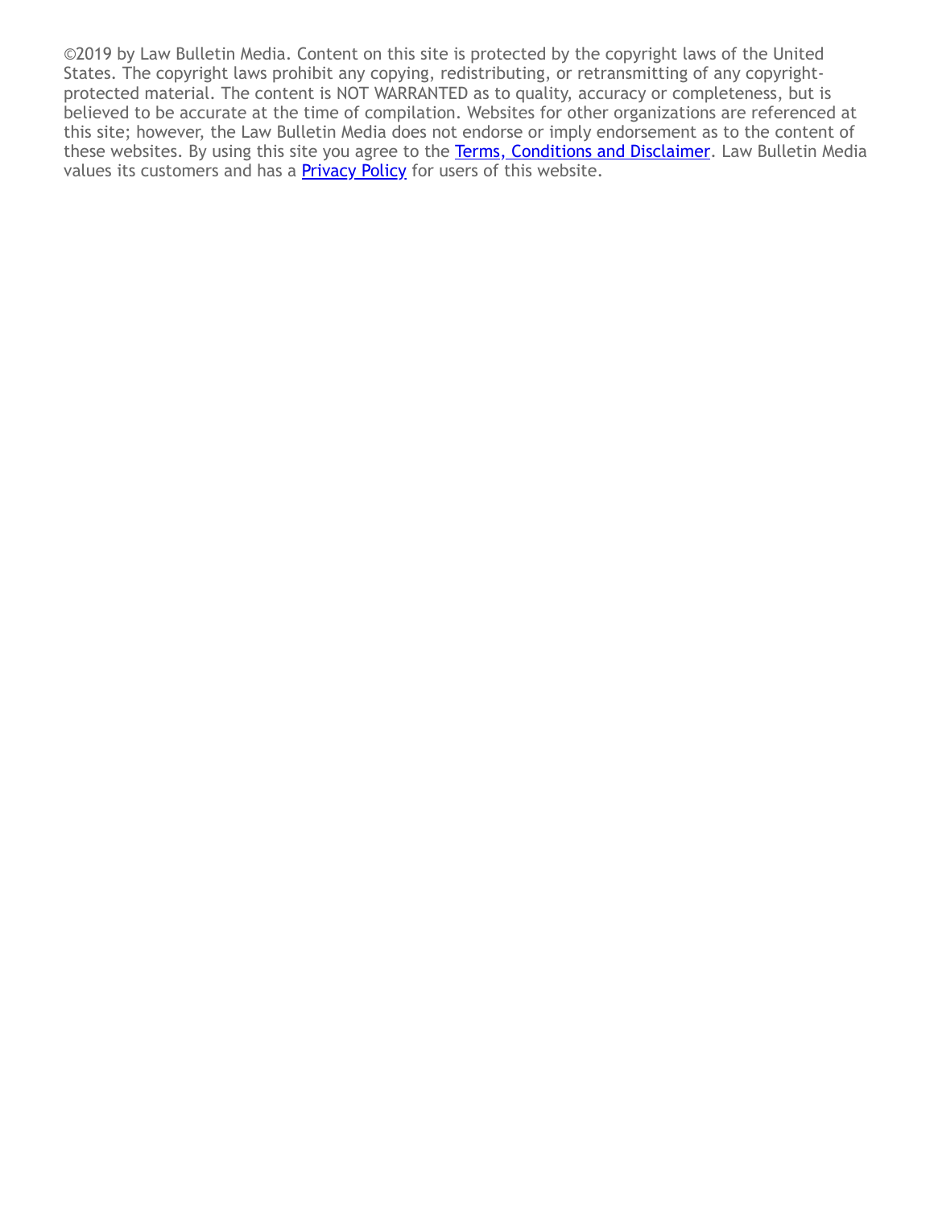©2019 by Law Bulletin Media. Content on this site is protected by the copyright laws of the United States. The copyright laws prohibit any copying, redistributing, or retransmitting of any copyright-protected material. The content is NOT WARRANTED as to quality, accuracy or completeness, but is believed to be accurate at the time of compilation. Websites for other organizations are referenced at this site; however, the Law Bulletin Media does not endorse or imply endorsement as to the content of these websites. By using this site you agree to the Terms, Conditions and Disclaimer. Law Bulletin Media values its customers and has a Privacy Policy for users of this website.